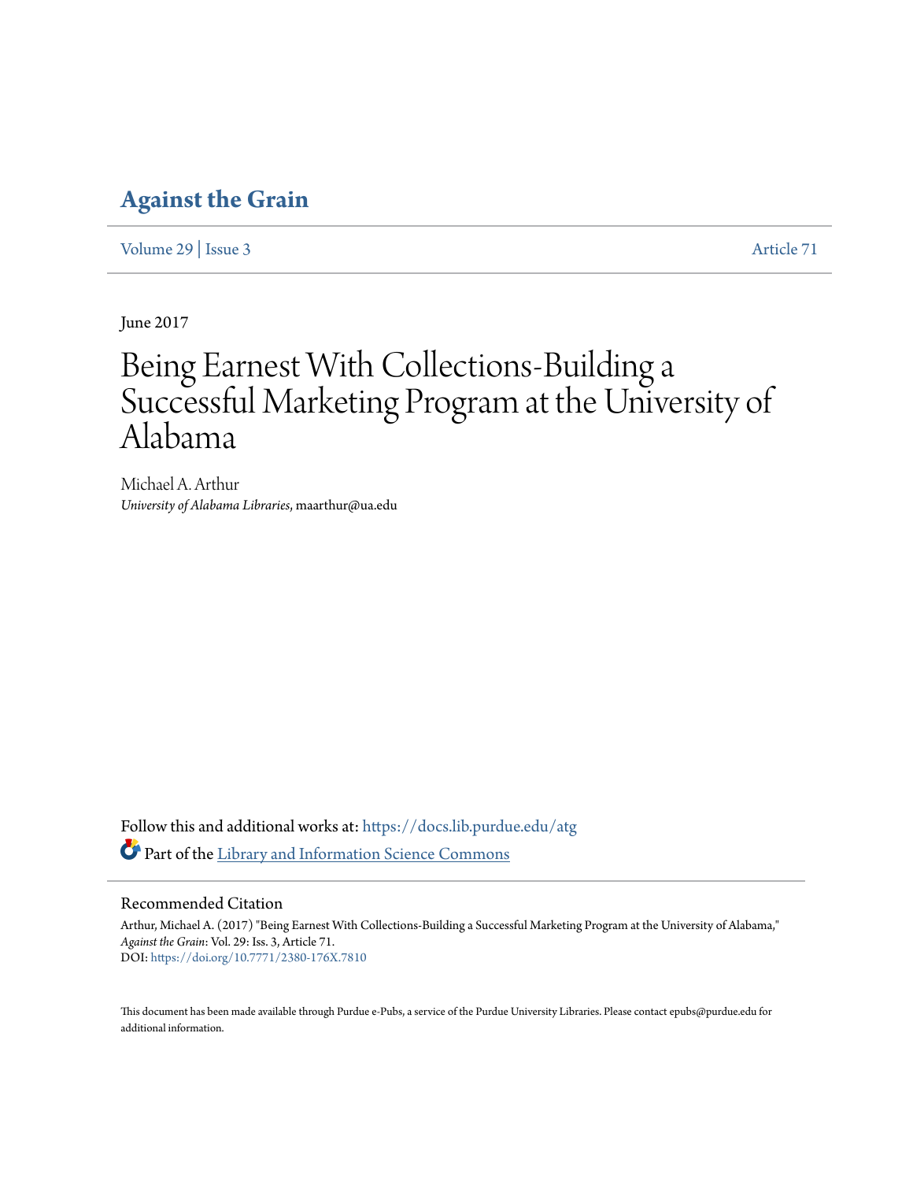# Against the Grain

Volume 29 | Issue 3 Article 71

June 2017

# Being Earnest With Collections-Building a Successful Marketing Program at the University of Alabama

Michael A. Arthur
*University of Alabama Libraries*, maarthur@ua.edu

Follow this and additional works at: https://docs.lib.purdue.edu/atg

Part of the Library and Information Science Commons

## Recommended Citation

Arthur, Michael A. (2017) "Being Earnest With Collections-Building a Successful Marketing Program at the University of Alabama," *Against the Grain*: Vol. 29: Iss. 3, Article 71.
DOI: https://doi.org/10.7771/2380-176X.7810

This document has been made available through Purdue e-Pubs, a service of the Purdue University Libraries. Please contact epubs@purdue.edu for additional information.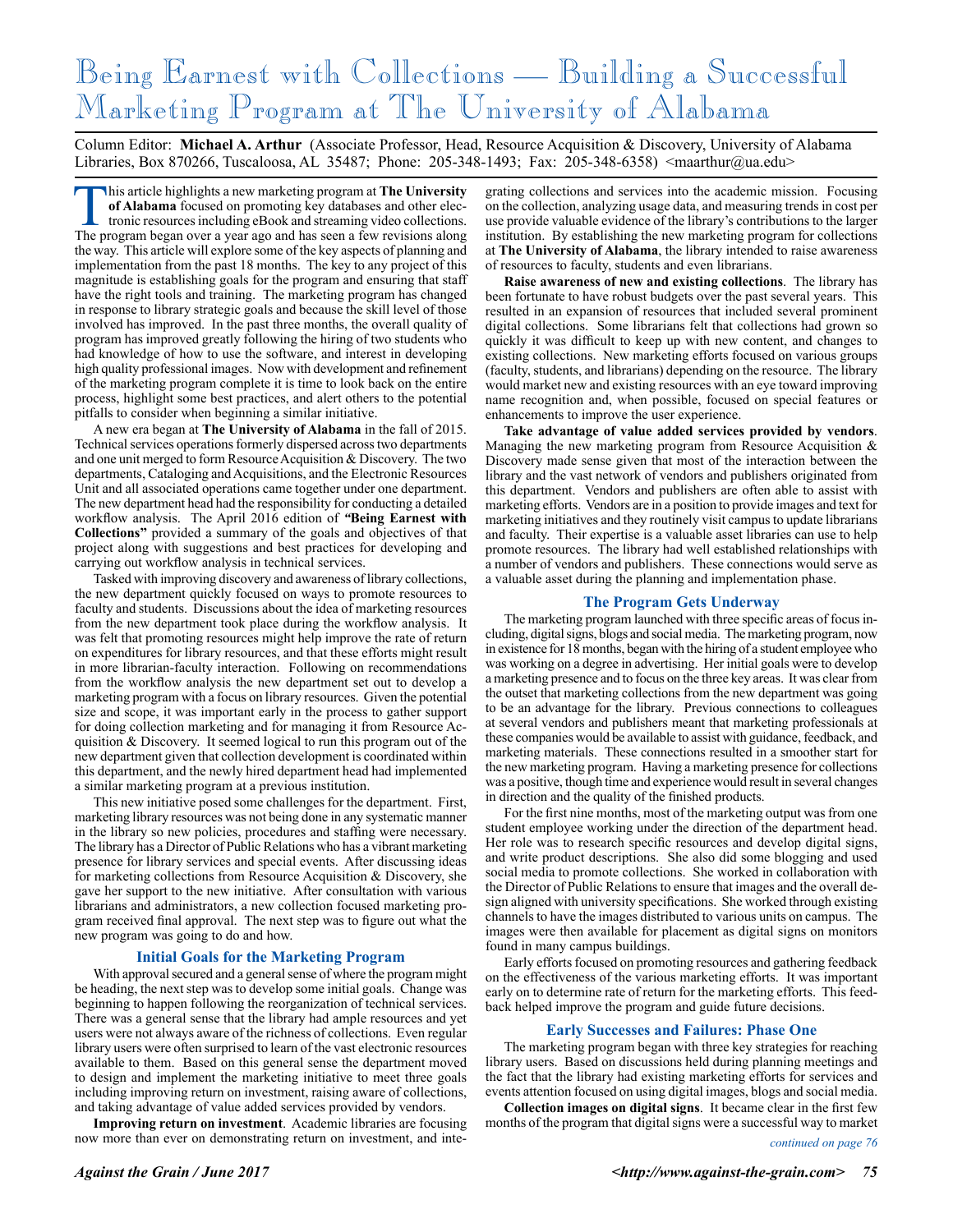# Being Earnest with Collections — Building a Successful Marketing Program at The University of Alabama

Column Editor: **Michael A. Arthur** (Associate Professor, Head, Resource Acquisition & Discovery, University of Alabama Libraries, Box 870266, Tuscaloosa, AL 35487; Phone: 205-348-1493; Fax: 205-348-6358) <maarthur@ua.edu>

This article highlights a new marketing program at **The University of Alabama** focused on promoting key databases and other electronic resources including eBook and streaming video collections. The program began over a year ago and has seen a few revisions along the way. This article will explore some of the key aspects of planning and implementation from the past 18 months. The key to any project of this magnitude is establishing goals for the program and ensuring that staff have the right tools and training. The marketing program has changed in response to library strategic goals and because the skill level of those involved has improved. In the past three months, the overall quality of program has improved greatly following the hiring of two students who had knowledge of how to use the software, and interest in developing high quality professional images. Now with development and refinement of the marketing program complete it is time to look back on the entire process, highlight some best practices, and alert others to the potential pitfalls to consider when beginning a similar initiative.

A new era began at **The University of Alabama** in the fall of 2015. Technical services operations formerly dispersed across two departments and one unit merged to form Resource Acquisition & Discovery. The two departments, Cataloging and Acquisitions, and the Electronic Resources Unit and all associated operations came together under one department. The new department head had the responsibility for conducting a detailed workflow analysis. The April 2016 edition of **"Being Earnest with Collections"** provided a summary of the goals and objectives of that project along with suggestions and best practices for developing and carrying out workflow analysis in technical services.

Tasked with improving discovery and awareness of library collections, the new department quickly focused on ways to promote resources to faculty and students. Discussions about the idea of marketing resources from the new department took place during the workflow analysis. It was felt that promoting resources might help improve the rate of return on expenditures for library resources, and that these efforts might result in more librarian-faculty interaction. Following on recommendations from the workflow analysis the new department set out to develop a marketing program with a focus on library resources. Given the potential size and scope, it was important early in the process to gather support for doing collection marketing and for managing it from Resource Acquisition & Discovery. It seemed logical to run this program out of the new department given that collection development is coordinated within this department, and the newly hired department head had implemented a similar marketing program at a previous institution.

This new initiative posed some challenges for the department. First, marketing library resources was not being done in any systematic manner in the library so new policies, procedures and staffing were necessary. The library has a Director of Public Relations who has a vibrant marketing presence for library services and special events. After discussing ideas for marketing collections from Resource Acquisition & Discovery, she gave her support to the new initiative. After consultation with various librarians and administrators, a new collection focused marketing program received final approval. The next step was to figure out what the new program was going to do and how.

## Initial Goals for the Marketing Program

With approval secured and a general sense of where the program might be heading, the next step was to develop some initial goals. Change was beginning to happen following the reorganization of technical services. There was a general sense that the library had ample resources and yet users were not always aware of the richness of collections. Even regular library users were often surprised to learn of the vast electronic resources available to them. Based on this general sense the department moved to design and implement the marketing initiative to meet three goals including improving return on investment, raising aware of collections, and taking advantage of value added services provided by vendors.

**Improving return on investment**. Academic libraries are focusing now more than ever on demonstrating return on investment, and integrating collections and services into the academic mission. Focusing on the collection, analyzing usage data, and measuring trends in cost per use provide valuable evidence of the library's contributions to the larger institution. By establishing the new marketing program for collections at **The University of Alabama**, the library intended to raise awareness of resources to faculty, students and even librarians.

**Raise awareness of new and existing collections**. The library has been fortunate to have robust budgets over the past several years. This resulted in an expansion of resources that included several prominent digital collections. Some librarians felt that collections had grown so quickly it was difficult to keep up with new content, and changes to existing collections. New marketing efforts focused on various groups (faculty, students, and librarians) depending on the resource. The library would market new and existing resources with an eye toward improving name recognition and, when possible, focused on special features or enhancements to improve the user experience.

**Take advantage of value added services provided by vendors**. Managing the new marketing program from Resource Acquisition & Discovery made sense given that most of the interaction between the library and the vast network of vendors and publishers originated from this department. Vendors and publishers are often able to assist with marketing efforts. Vendors are in a position to provide images and text for marketing initiatives and they routinely visit campus to update librarians and faculty. Their expertise is a valuable asset libraries can use to help promote resources. The library had well established relationships with a number of vendors and publishers. These connections would serve as a valuable asset during the planning and implementation phase.

## The Program Gets Underway

The marketing program launched with three specific areas of focus including, digital signs, blogs and social media. The marketing program, now in existence for 18 months, began with the hiring of a student employee who was working on a degree in advertising. Her initial goals were to develop a marketing presence and to focus on the three key areas. It was clear from the outset that marketing collections from the new department was going to be an advantage for the library. Previous connections to colleagues at several vendors and publishers meant that marketing professionals at these companies would be available to assist with guidance, feedback, and marketing materials. These connections resulted in a smoother start for the new marketing program. Having a marketing presence for collections was a positive, though time and experience would result in several changes in direction and the quality of the finished products.

For the first nine months, most of the marketing output was from one student employee working under the direction of the department head. Her role was to research specific resources and develop digital signs, and write product descriptions. She also did some blogging and used social media to promote collections. She worked in collaboration with the Director of Public Relations to ensure that images and the overall design aligned with university specifications. She worked through existing channels to have the images distributed to various units on campus. The images were then available for placement as digital signs on monitors found in many campus buildings.

Early efforts focused on promoting resources and gathering feedback on the effectiveness of the various marketing efforts. It was important early on to determine rate of return for the marketing efforts. This feedback helped improve the program and guide future decisions.

## Early Successes and Failures: Phase One

The marketing program began with three key strategies for reaching library users. Based on discussions held during planning meetings and the fact that the library had existing marketing efforts for services and events attention focused on using digital images, blogs and social media.

**Collection images on digital signs**. It became clear in the first few months of the program that digital signs were a successful way to market

*continued on page 76*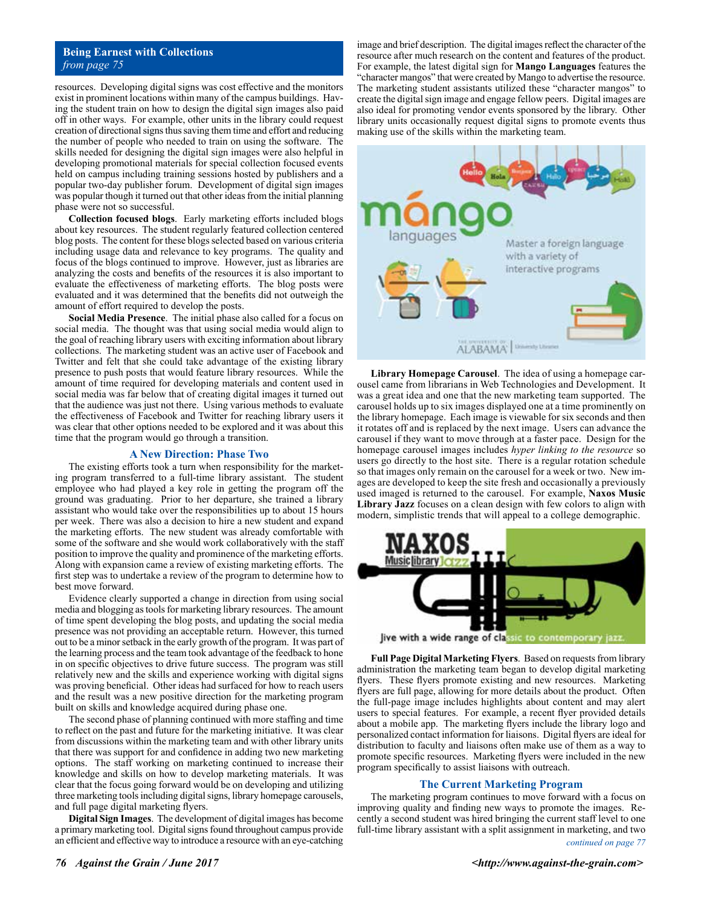**Being Earnest with Collections**
*from page 75*

resources. Developing digital signs was cost effective and the monitors exist in prominent locations within many of the campus buildings. Having the student train on how to design the digital sign images also paid off in other ways. For example, other units in the library could request creation of directional signs thus saving them time and effort and reducing the number of people who needed to train on using the software. The skills needed for designing the digital sign images were also helpful in developing promotional materials for special collection focused events held on campus including training sessions hosted by publishers and a popular two-day publisher forum. Development of digital sign images was popular though it turned out that other ideas from the initial planning phase were not so successful.

**Collection focused blogs**. Early marketing efforts included blogs about key resources. The student regularly featured collection centered blog posts. The content for these blogs selected based on various criteria including usage data and relevance to key programs. The quality and focus of the blogs continued to improve. However, just as libraries are analyzing the costs and benefits of the resources it is also important to evaluate the effectiveness of marketing efforts. The blog posts were evaluated and it was determined that the benefits did not outweigh the amount of effort required to develop the posts.

**Social Media Presence**. The initial phase also called for a focus on social media. The thought was that using social media would align to the goal of reaching library users with exciting information about library collections. The marketing student was an active user of Facebook and Twitter and felt that she could take advantage of the existing library presence to push posts that would feature library resources. While the amount of time required for developing materials and content used in social media was far below that of creating digital images it turned out that the audience was just not there. Using various methods to evaluate the effectiveness of Facebook and Twitter for reaching library users it was clear that other options needed to be explored and it was about this time that the program would go through a transition.

## A New Direction: Phase Two

The existing efforts took a turn when responsibility for the marketing program transferred to a full-time library assistant. The student employee who had played a key role in getting the program off the ground was graduating. Prior to her departure, she trained a library assistant who would take over the responsibilities up to about 15 hours per week. There was also a decision to hire a new student and expand the marketing efforts. The new student was already comfortable with some of the software and she would work collaboratively with the staff position to improve the quality and prominence of the marketing efforts. Along with expansion came a review of existing marketing efforts. The first step was to undertake a review of the program to determine how to best move forward.

Evidence clearly supported a change in direction from using social media and blogging as tools for marketing library resources. The amount of time spent developing the blog posts, and updating the social media presence was not providing an acceptable return. However, this turned out to be a minor setback in the early growth of the program. It was part of the learning process and the team took advantage of the feedback to hone in on specific objectives to drive future success. The program was still relatively new and the skills and experience working with digital signs was proving beneficial. Other ideas had surfaced for how to reach users and the result was a new positive direction for the marketing program built on skills and knowledge acquired during phase one.

The second phase of planning continued with more staffing and time to reflect on the past and future for the marketing initiative. It was clear from discussions within the marketing team and with other library units that there was support for and confidence in adding two new marketing options. The staff working on marketing continued to increase their knowledge and skills on how to develop marketing materials. It was clear that the focus going forward would be on developing and utilizing three marketing tools including digital signs, library homepage carousels, and full page digital marketing flyers.

**Digital Sign Images**. The development of digital images has become a primary marketing tool. Digital signs found throughout campus provide an efficient and effective way to introduce a resource with an eye-catching image and brief description. The digital images reflect the character of the resource after much research on the content and features of the product. For example, the latest digital sign for **Mango Languages** features the "character mangos" that were created by Mango to advertise the resource. The marketing student assistants utilized these "character mangos" to create the digital sign image and engage fellow peers. Digital images are also ideal for promoting vendor events sponsored by the library. Other library units occasionally request digital signs to promote events thus making use of the skills within the marketing team.

**Library Homepage Carousel**. The idea of using a homepage carousel came from librarians in Web Technologies and Development. It was a great idea and one that the new marketing team supported. The carousel holds up to six images displayed one at a time prominently on the library homepage. Each image is viewable for six seconds and then it rotates off and is replaced by the next image. Users can advance the carousel if they want to move through at a faster pace. Design for the homepage carousel images includes *hyper linking to the resource* so users go directly to the host site. There is a regular rotation schedule so that images only remain on the carousel for a week or two. New images are developed to keep the site fresh and occasionally a previously used imaged is returned to the carousel. For example, **Naxos Music Library Jazz** focuses on a clean design with few colors to align with modern, simplistic trends that will appeal to a college demographic.

**Full Page Digital Marketing Flyers**. Based on requests from library administration the marketing team began to develop digital marketing flyers. These flyers promote existing and new resources. Marketing flyers are full page, allowing for more details about the product. Often the full-page image includes highlights about content and may alert users to special features. For example, a recent flyer provided details about a mobile app. The marketing flyers include the library logo and personalized contact information for liaisons. Digital flyers are ideal for distribution to faculty and liaisons often make use of them as a way to promote specific resources. Marketing flyers were included in the new program specifically to assist liaisons with outreach.

## The Current Marketing Program

The marketing program continues to move forward with a focus on improving quality and finding new ways to promote the images. Recently a second student was hired bringing the current staff level to one full-time library assistant with a split assignment in marketing, and two

*continued on page 77*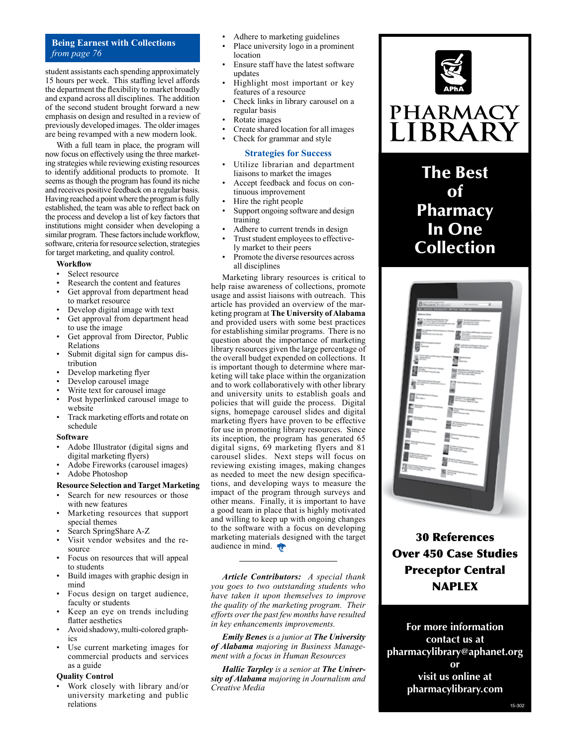## Being Earnest with Collections
*from page 76*

student assistants each spending approximately 15 hours per week. This staffing level affords the department the flexibility to market broadly and expand across all disciplines. The addition of the second student brought forward a new emphasis on design and resulted in a review of previously developed images. The older images are being revamped with a new modern look.

With a full team in place, the program will now focus on effectively using the three marketing strategies while reviewing existing resources to identify additional products to promote. It seems as though the program has found its niche and receives positive feedback on a regular basis. Having reached a point where the program is fully established, the team was able to reflect back on the process and develop a list of key factors that institutions might consider when developing a similar program. These factors include workflow, software, criteria for resource selection, strategies for target marketing, and quality control.

**Workflow**

- Select resource
- Research the content and features
- Get approval from department head to market resource
- Develop digital image with text
- Get approval from department head to use the image
- Get approval from Director, Public Relations
- Submit digital sign for campus distribution
- Develop marketing flyer
- Develop carousel image
- Write text for carousel image
- Post hyperlinked carousel image to website
- Track marketing efforts and rotate on schedule

**Software**

- Adobe Illustrator (digital signs and digital marketing flyers)
- Adobe Fireworks (carousel images)
- Adobe Photoshop

**Resource Selection and Target Marketing**

- Search for new resources or those with new features
- Marketing resources that support special themes
- Search SpringShare A-Z
- Visit vendor websites and the resource
- Focus on resources that will appeal to students
- Build images with graphic design in mind
- Focus design on target audience, faculty or students
- Keep an eye on trends including flatter aesthetics
- Avoid shadowy, multi-colored graphics
- Use current marketing images for commercial products and services as a guide

**Quality Control**

- Work closely with library and/or university marketing and public relations
- Adhere to marketing guidelines
- Place university logo in a prominent location
- Ensure staff have the latest software updates
- Highlight most important or key features of a resource
- Check links in library carousel on a regular basis
- Rotate images
- Create shared location for all images
- Check for grammar and style

### Strategies for Success

- Utilize librarian and department liaisons to market the images
- Accept feedback and focus on continuous improvement
- Hire the right people
- Support ongoing software and design training
- Adhere to current trends in design
- Trust student employees to effectively market to their peers
- Promote the diverse resources across all disciplines

Marketing library resources is critical to help raise awareness of collections, promote usage and assist liaisons with outreach. This article has provided an overview of the marketing program at **The University of Alabama** and provided users with some best practices for establishing similar programs. There is no question about the importance of marketing library resources given the large percentage of the overall budget expended on collections. It is important though to determine where marketing will take place within the organization and to work collaboratively with other library and university units to establish goals and policies that will guide the process. Digital signs, homepage carousel slides and digital marketing flyers have proven to be effective for use in promoting library resources. Since its inception, the program has generated 65 digital signs, 69 marketing flyers and 81 carousel slides. Next steps will focus on reviewing existing images, making changes as needed to meet the new design specifications, and developing ways to measure the impact of the program through surveys and other means. Finally, it is important to have a good team in place that is highly motivated and willing to keep up with ongoing changes to the software with a focus on developing marketing materials designed with the target audience in mind.

---

***Article Contributors:*** *A special thank you goes to two outstanding students who have taken it upon themselves to improve the quality of the marketing program. Their efforts over the past few months have resulted in key enhancements improvements.*

***Emily Benes*** *is a junior at* ***The University of Alabama*** *majoring in Business Management with a focus in Human Resources*

***Hallie Tarpley*** *is a senior at* ***The University of Alabama*** *majoring in Journalism and Creative Media*

---

APhA

PHARMACY LIBRARY

**The Best of Pharmacy In One Collection**

**30 References**
**Over 450 Case Studies**
**Preceptor Central**
**NAPLEX**

**For more information contact us at pharmacylibrary@aphanet.org or visit us online at pharmacylibrary.com**

15-302